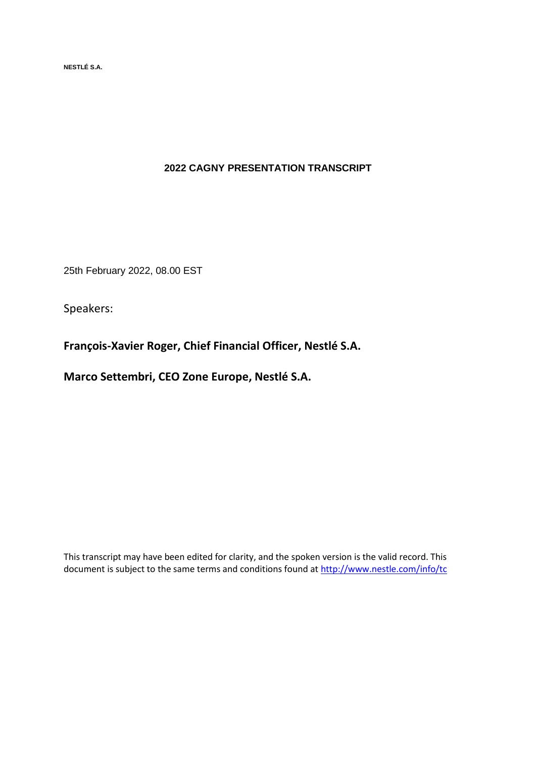**NESTLÉ S.A.**

# 2022 CAGNY PRESENTATION TRANSCRIPT

25th February 2022, 08.00 EST

Speakers:

**François-Xavier Roger, Chief Financial Officer, Nestlé S.A.**

**Marco Settembri, CEO Zone Europe, Nestlé S.A.**

This transcript may have been edited for clarity, and the spoken version is the valid record. This document is subject to the same terms and conditions found at http://www.nestle.com/info/tc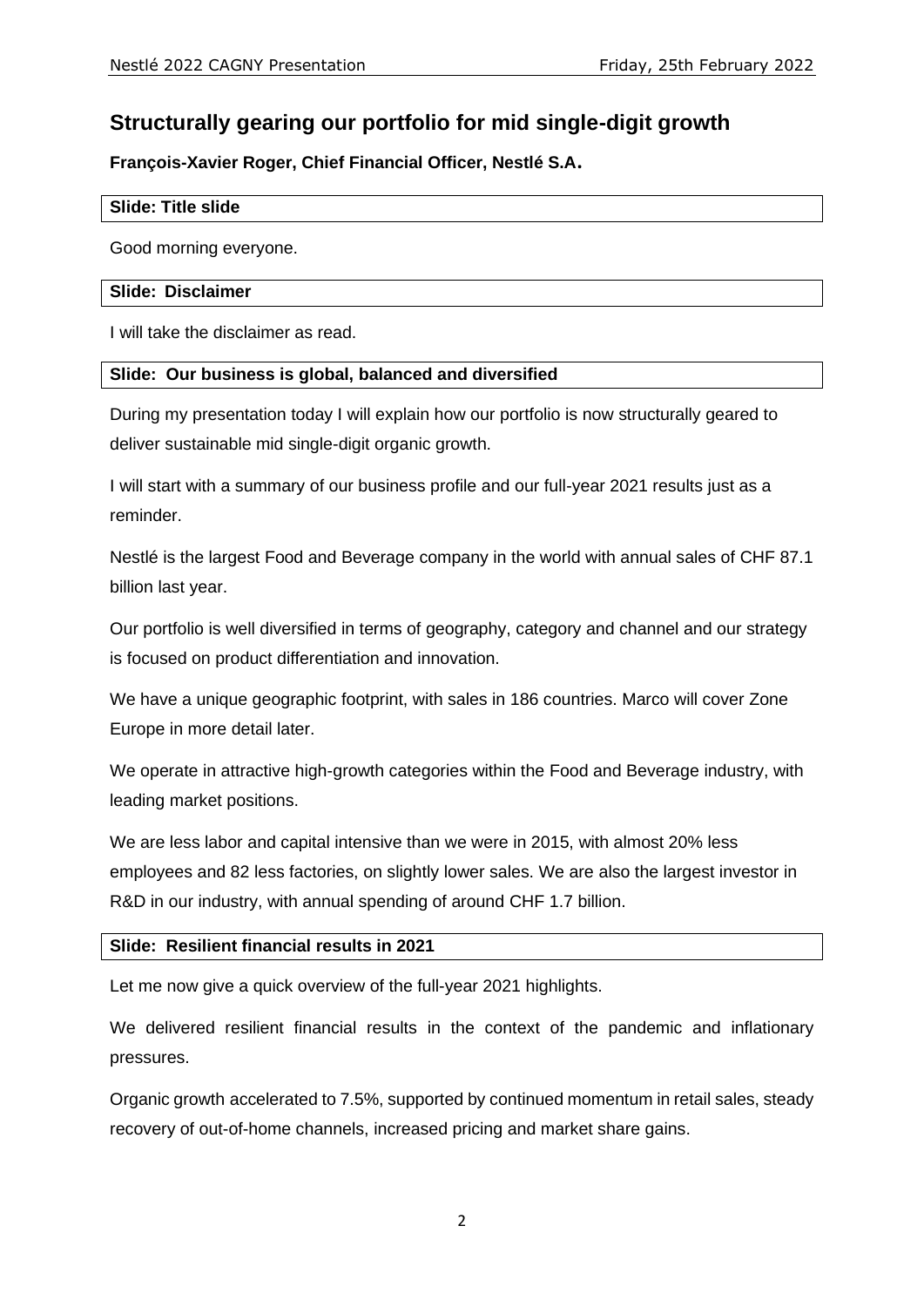## Structurally gearing our portfolio for mid single-digit growth

**François-Xavier Roger, Chief Financial Officer, Nestlé S.A.**

**Slide: Title slide**

Good morning everyone.

**Slide: Disclaimer**

I will take the disclaimer as read.

**Slide: Our business is global, balanced and diversified**

During my presentation today I will explain how our portfolio is now structurally geared to deliver sustainable mid single-digit organic growth.

I will start with a summary of our business profile and our full-year 2021 results just as a reminder.

Nestlé is the largest Food and Beverage company in the world with annual sales of CHF 87.1 billion last year.

Our portfolio is well diversified in terms of geography, category and channel and our strategy is focused on product differentiation and innovation.

We have a unique geographic footprint, with sales in 186 countries. Marco will cover Zone Europe in more detail later.

We operate in attractive high-growth categories within the Food and Beverage industry, with leading market positions.

We are less labor and capital intensive than we were in 2015, with almost 20% less employees and 82 less factories, on slightly lower sales. We are also the largest investor in R&D in our industry, with annual spending of around CHF 1.7 billion.

**Slide: Resilient financial results in 2021**

Let me now give a quick overview of the full-year 2021 highlights.

We delivered resilient financial results in the context of the pandemic and inflationary pressures.

Organic growth accelerated to 7.5%, supported by continued momentum in retail sales, steady recovery of out-of-home channels, increased pricing and market share gains.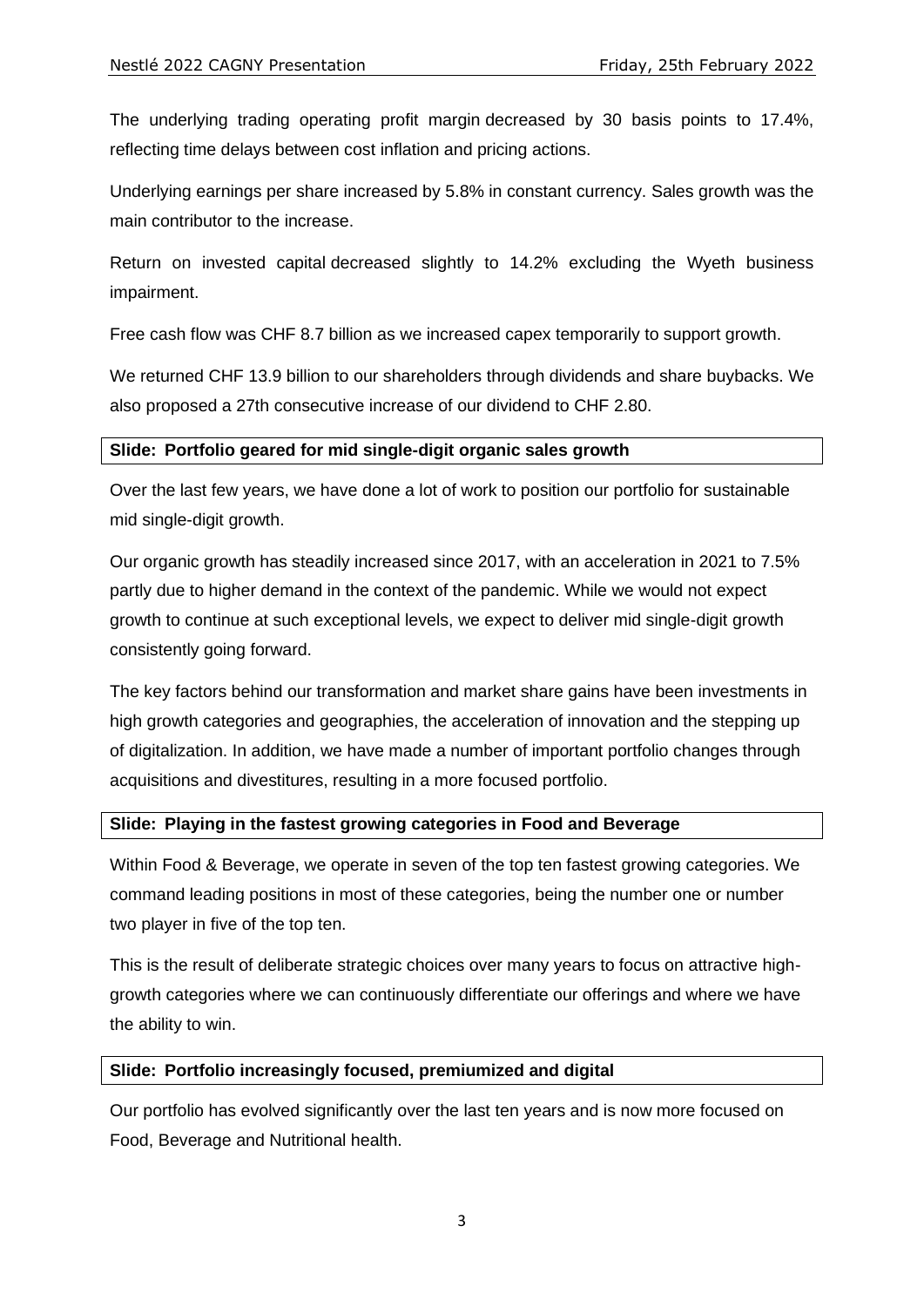The underlying trading operating profit margin decreased by 30 basis points to 17.4%, reflecting time delays between cost inflation and pricing actions.

Underlying earnings per share increased by 5.8% in constant currency. Sales growth was the main contributor to the increase.

Return on invested capital decreased slightly to 14.2% excluding the Wyeth business impairment.

Free cash flow was CHF 8.7 billion as we increased capex temporarily to support growth.

We returned CHF 13.9 billion to our shareholders through dividends and share buybacks. We also proposed a 27th consecutive increase of our dividend to CHF 2.80.

**Slide: Portfolio geared for mid single-digit organic sales growth**

Over the last few years, we have done a lot of work to position our portfolio for sustainable mid single-digit growth.

Our organic growth has steadily increased since 2017, with an acceleration in 2021 to 7.5% partly due to higher demand in the context of the pandemic. While we would not expect growth to continue at such exceptional levels, we expect to deliver mid single-digit growth consistently going forward.

The key factors behind our transformation and market share gains have been investments in high growth categories and geographies, the acceleration of innovation and the stepping up of digitalization. In addition, we have made a number of important portfolio changes through acquisitions and divestitures, resulting in a more focused portfolio.

**Slide: Playing in the fastest growing categories in Food and Beverage**

Within Food & Beverage, we operate in seven of the top ten fastest growing categories. We command leading positions in most of these categories, being the number one or number two player in five of the top ten.

This is the result of deliberate strategic choices over many years to focus on attractive high-growth categories where we can continuously differentiate our offerings and where we have the ability to win.

**Slide: Portfolio increasingly focused, premiumized and digital**

Our portfolio has evolved significantly over the last ten years and is now more focused on Food, Beverage and Nutritional health.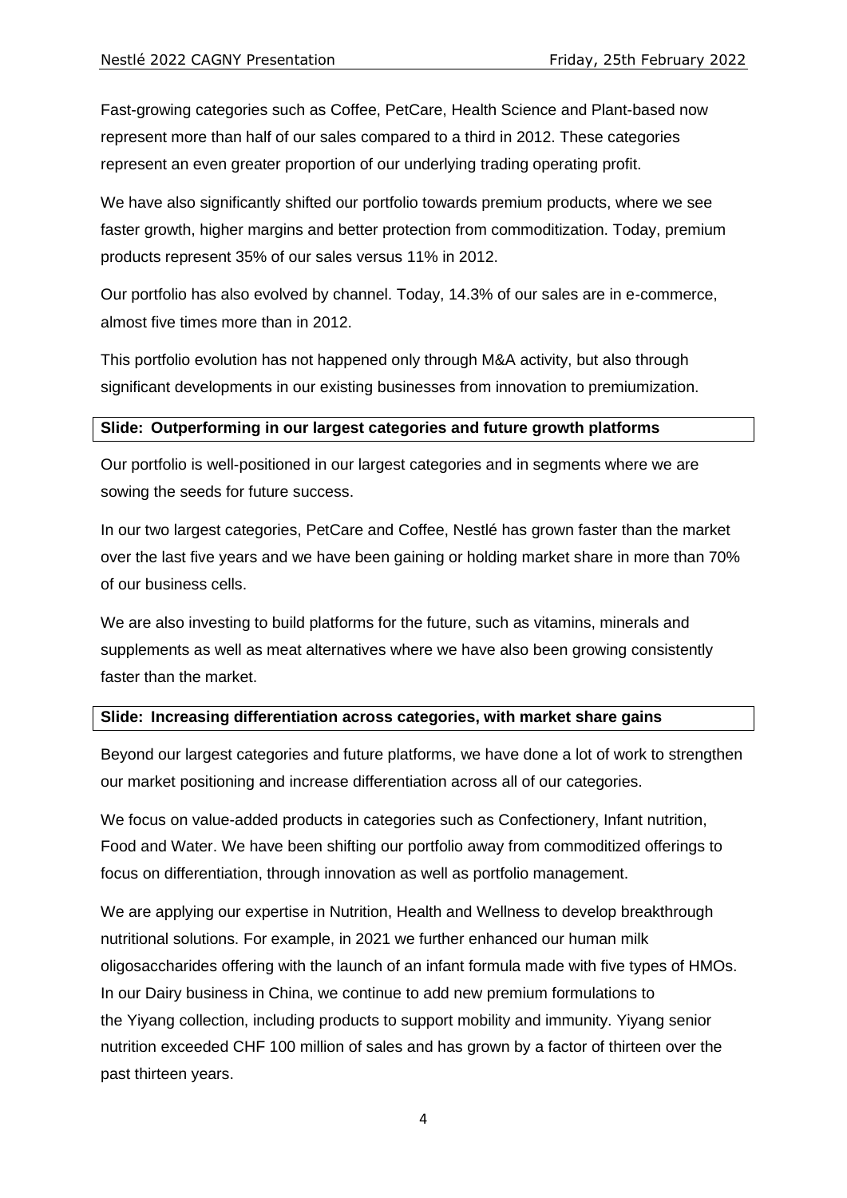Fast-growing categories such as Coffee, PetCare, Health Science and Plant-based now represent more than half of our sales compared to a third in 2012. These categories represent an even greater proportion of our underlying trading operating profit.

We have also significantly shifted our portfolio towards premium products, where we see faster growth, higher margins and better protection from commoditization. Today, premium products represent 35% of our sales versus 11% in 2012.

Our portfolio has also evolved by channel. Today, 14.3% of our sales are in e-commerce, almost five times more than in 2012.

This portfolio evolution has not happened only through M&A activity, but also through significant developments in our existing businesses from innovation to premiumization.

**Slide: Outperforming in our largest categories and future growth platforms**

Our portfolio is well-positioned in our largest categories and in segments where we are sowing the seeds for future success.

In our two largest categories, PetCare and Coffee, Nestlé has grown faster than the market over the last five years and we have been gaining or holding market share in more than 70% of our business cells.

We are also investing to build platforms for the future, such as vitamins, minerals and supplements as well as meat alternatives where we have also been growing consistently faster than the market.

**Slide: Increasing differentiation across categories, with market share gains**

Beyond our largest categories and future platforms, we have done a lot of work to strengthen our market positioning and increase differentiation across all of our categories.

We focus on value-added products in categories such as Confectionery, Infant nutrition, Food and Water. We have been shifting our portfolio away from commoditized offerings to focus on differentiation, through innovation as well as portfolio management.

We are applying our expertise in Nutrition, Health and Wellness to develop breakthrough nutritional solutions. For example, in 2021 we further enhanced our human milk oligosaccharides offering with the launch of an infant formula made with five types of HMOs. In our Dairy business in China, we continue to add new premium formulations to the Yiyang collection, including products to support mobility and immunity. Yiyang senior nutrition exceeded CHF 100 million of sales and has grown by a factor of thirteen over the past thirteen years.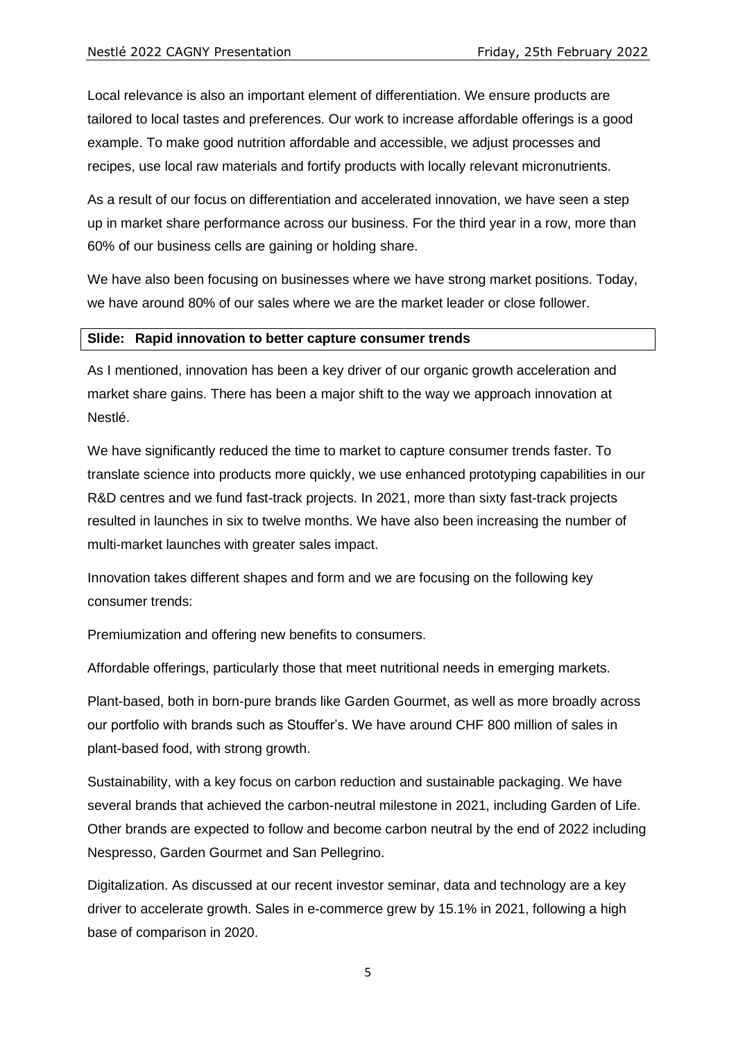Local relevance is also an important element of differentiation. We ensure products are tailored to local tastes and preferences. Our work to increase affordable offerings is a good example. To make good nutrition affordable and accessible, we adjust processes and recipes, use local raw materials and fortify products with locally relevant micronutrients.

As a result of our focus on differentiation and accelerated innovation, we have seen a step up in market share performance across our business. For the third year in a row, more than 60% of our business cells are gaining or holding share.

We have also been focusing on businesses where we have strong market positions. Today, we have around 80% of our sales where we are the market leader or close follower.

**Slide: Rapid innovation to better capture consumer trends**

As I mentioned, innovation has been a key driver of our organic growth acceleration and market share gains. There has been a major shift to the way we approach innovation at Nestlé.

We have significantly reduced the time to market to capture consumer trends faster. To translate science into products more quickly, we use enhanced prototyping capabilities in our R&D centres and we fund fast-track projects. In 2021, more than sixty fast-track projects resulted in launches in six to twelve months. We have also been increasing the number of multi-market launches with greater sales impact.

Innovation takes different shapes and form and we are focusing on the following key consumer trends:

Premiumization and offering new benefits to consumers.

Affordable offerings, particularly those that meet nutritional needs in emerging markets.

Plant-based, both in born-pure brands like Garden Gourmet, as well as more broadly across our portfolio with brands such as Stouffer's. We have around CHF 800 million of sales in plant-based food, with strong growth.

Sustainability, with a key focus on carbon reduction and sustainable packaging. We have several brands that achieved the carbon-neutral milestone in 2021, including Garden of Life. Other brands are expected to follow and become carbon neutral by the end of 2022 including Nespresso, Garden Gourmet and San Pellegrino.

Digitalization. As discussed at our recent investor seminar, data and technology are a key driver to accelerate growth. Sales in e-commerce grew by 15.1% in 2021, following a high base of comparison in 2020.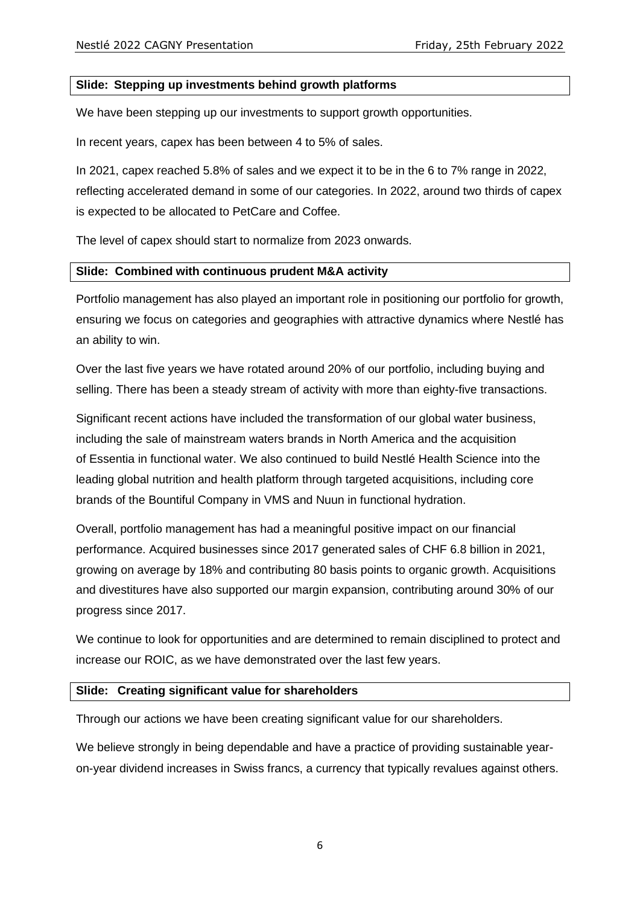**Slide: Stepping up investments behind growth platforms**

We have been stepping up our investments to support growth opportunities.

In recent years, capex has been between 4 to 5% of sales.

In 2021, capex reached 5.8% of sales and we expect it to be in the 6 to 7% range in 2022, reflecting accelerated demand in some of our categories. In 2022, around two thirds of capex is expected to be allocated to PetCare and Coffee.

The level of capex should start to normalize from 2023 onwards.

**Slide: Combined with continuous prudent M&A activity**

Portfolio management has also played an important role in positioning our portfolio for growth, ensuring we focus on categories and geographies with attractive dynamics where Nestlé has an ability to win.

Over the last five years we have rotated around 20% of our portfolio, including buying and selling. There has been a steady stream of activity with more than eighty-five transactions.

Significant recent actions have included the transformation of our global water business, including the sale of mainstream waters brands in North America and the acquisition of Essentia in functional water. We also continued to build Nestlé Health Science into the leading global nutrition and health platform through targeted acquisitions, including core brands of the Bountiful Company in VMS and Nuun in functional hydration.

Overall, portfolio management has had a meaningful positive impact on our financial performance. Acquired businesses since 2017 generated sales of CHF 6.8 billion in 2021, growing on average by 18% and contributing 80 basis points to organic growth. Acquisitions and divestitures have also supported our margin expansion, contributing around 30% of our progress since 2017.

We continue to look for opportunities and are determined to remain disciplined to protect and increase our ROIC, as we have demonstrated over the last few years.

**Slide: Creating significant value for shareholders**

Through our actions we have been creating significant value for our shareholders.

We believe strongly in being dependable and have a practice of providing sustainable year-on-year dividend increases in Swiss francs, a currency that typically revalues against others.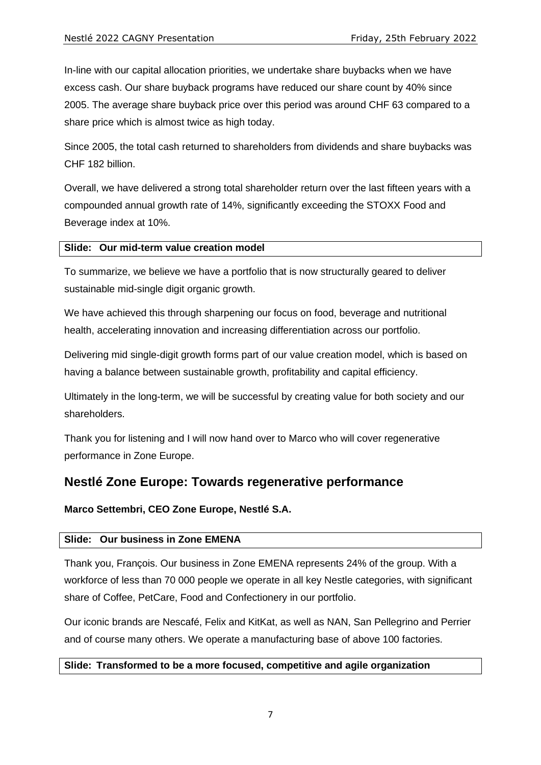In-line with our capital allocation priorities, we undertake share buybacks when we have excess cash. Our share buyback programs have reduced our share count by 40% since 2005. The average share buyback price over this period was around CHF 63 compared to a share price which is almost twice as high today.

Since 2005, the total cash returned to shareholders from dividends and share buybacks was CHF 182 billion.

Overall, we have delivered a strong total shareholder return over the last fifteen years with a compounded annual growth rate of 14%, significantly exceeding the STOXX Food and Beverage index at 10%.

**Slide: Our mid-term value creation model**

To summarize, we believe we have a portfolio that is now structurally geared to deliver sustainable mid-single digit organic growth.

We have achieved this through sharpening our focus on food, beverage and nutritional health, accelerating innovation and increasing differentiation across our portfolio.

Delivering mid single-digit growth forms part of our value creation model, which is based on having a balance between sustainable growth, profitability and capital efficiency.

Ultimately in the long-term, we will be successful by creating value for both society and our shareholders.

Thank you for listening and I will now hand over to Marco who will cover regenerative performance in Zone Europe.

## Nestlé Zone Europe: Towards regenerative performance

**Marco Settembri, CEO Zone Europe, Nestlé S.A.**

**Slide: Our business in Zone EMENA**

Thank you, François. Our business in Zone EMENA represents 24% of the group. With a workforce of less than 70 000 people we operate in all key Nestle categories, with significant share of Coffee, PetCare, Food and Confectionery in our portfolio.

Our iconic brands are Nescafé, Felix and KitKat, as well as NAN, San Pellegrino and Perrier and of course many others. We operate a manufacturing base of above 100 factories.

**Slide: Transformed to be a more focused, competitive and agile organization**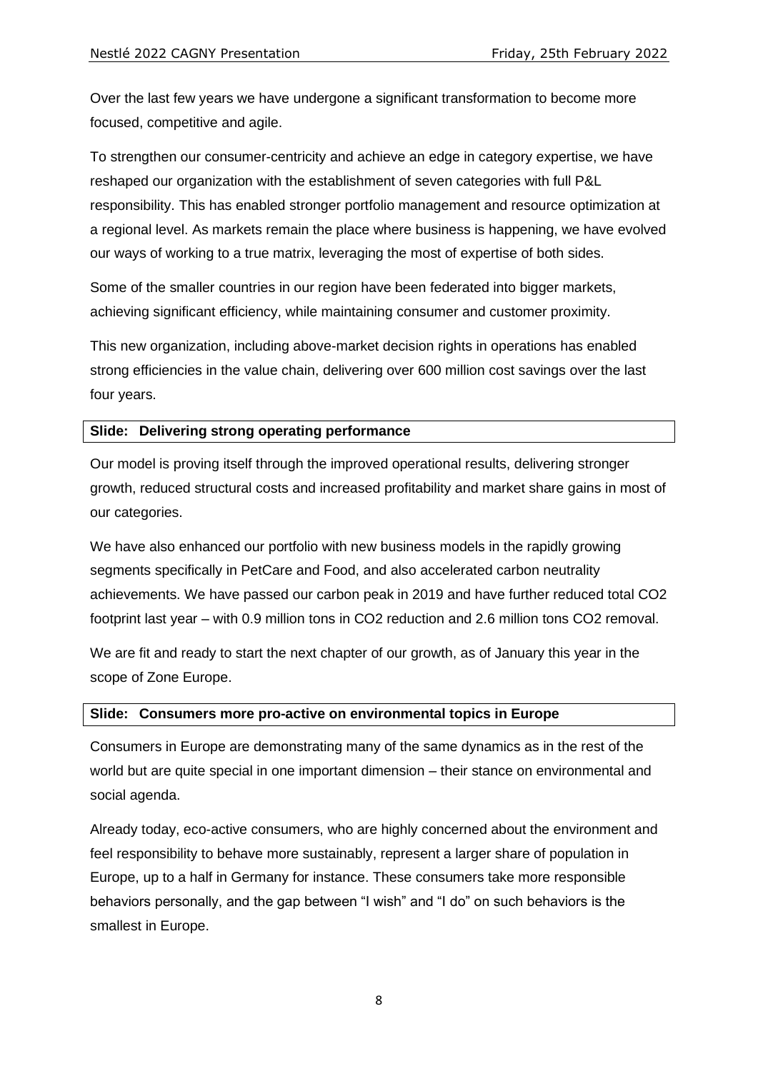Over the last few years we have undergone a significant transformation to become more focused, competitive and agile.

To strengthen our consumer-centricity and achieve an edge in category expertise, we have reshaped our organization with the establishment of seven categories with full P&L responsibility. This has enabled stronger portfolio management and resource optimization at a regional level. As markets remain the place where business is happening, we have evolved our ways of working to a true matrix, leveraging the most of expertise of both sides.

Some of the smaller countries in our region have been federated into bigger markets, achieving significant efficiency, while maintaining consumer and customer proximity.

This new organization, including above-market decision rights in operations has enabled strong efficiencies in the value chain, delivering over 600 million cost savings over the last four years.

**Slide: Delivering strong operating performance**

Our model is proving itself through the improved operational results, delivering stronger growth, reduced structural costs and increased profitability and market share gains in most of our categories.

We have also enhanced our portfolio with new business models in the rapidly growing segments specifically in PetCare and Food, and also accelerated carbon neutrality achievements. We have passed our carbon peak in 2019 and have further reduced total $CO_2$ footprint last year – with 0.9 million tons in $CO_2$ reduction and 2.6 million tons $CO_2$ removal.

We are fit and ready to start the next chapter of our growth, as of January this year in the scope of Zone Europe.

**Slide: Consumers more pro-active on environmental topics in Europe**

Consumers in Europe are demonstrating many of the same dynamics as in the rest of the world but are quite special in one important dimension – their stance on environmental and social agenda.

Already today, eco-active consumers, who are highly concerned about the environment and feel responsibility to behave more sustainably, represent a larger share of population in Europe, up to a half in Germany for instance. These consumers take more responsible behaviors personally, and the gap between "I wish" and "I do" on such behaviors is the smallest in Europe.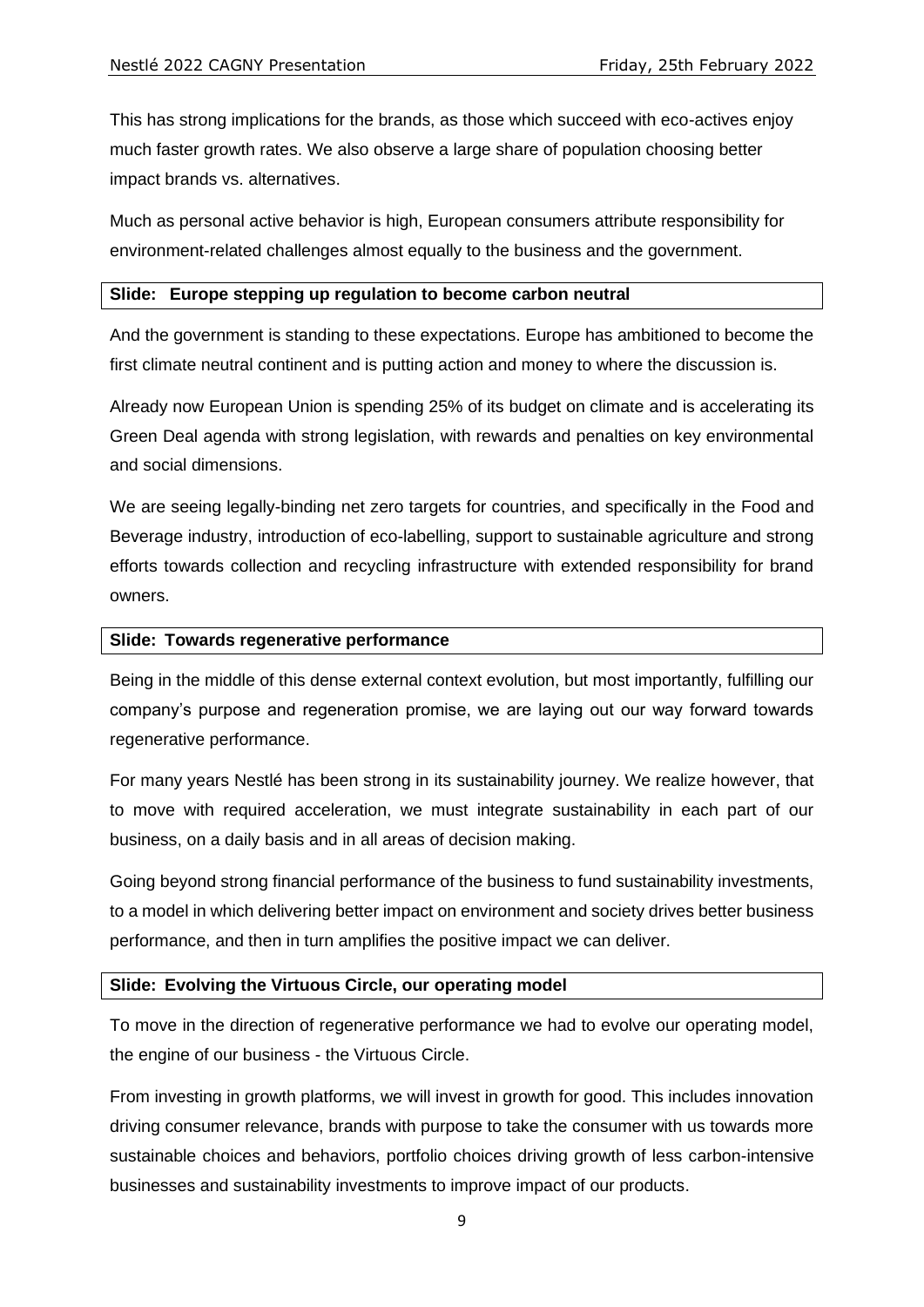This has strong implications for the brands, as those which succeed with eco-actives enjoy much faster growth rates. We also observe a large share of population choosing better impact brands vs. alternatives.

Much as personal active behavior is high, European consumers attribute responsibility for environment-related challenges almost equally to the business and the government.

**Slide: Europe stepping up regulation to become carbon neutral**

And the government is standing to these expectations. Europe has ambitioned to become the first climate neutral continent and is putting action and money to where the discussion is.

Already now European Union is spending 25% of its budget on climate and is accelerating its Green Deal agenda with strong legislation, with rewards and penalties on key environmental and social dimensions.

We are seeing legally-binding net zero targets for countries, and specifically in the Food and Beverage industry, introduction of eco-labelling, support to sustainable agriculture and strong efforts towards collection and recycling infrastructure with extended responsibility for brand owners.

**Slide: Towards regenerative performance**

Being in the middle of this dense external context evolution, but most importantly, fulfilling our company's purpose and regeneration promise, we are laying out our way forward towards regenerative performance.

For many years Nestlé has been strong in its sustainability journey. We realize however, that to move with required acceleration, we must integrate sustainability in each part of our business, on a daily basis and in all areas of decision making.

Going beyond strong financial performance of the business to fund sustainability investments, to a model in which delivering better impact on environment and society drives better business performance, and then in turn amplifies the positive impact we can deliver.

**Slide: Evolving the Virtuous Circle, our operating model**

To move in the direction of regenerative performance we had to evolve our operating model, the engine of our business - the Virtuous Circle.

From investing in growth platforms, we will invest in growth for good. This includes innovation driving consumer relevance, brands with purpose to take the consumer with us towards more sustainable choices and behaviors, portfolio choices driving growth of less carbon-intensive businesses and sustainability investments to improve impact of our products.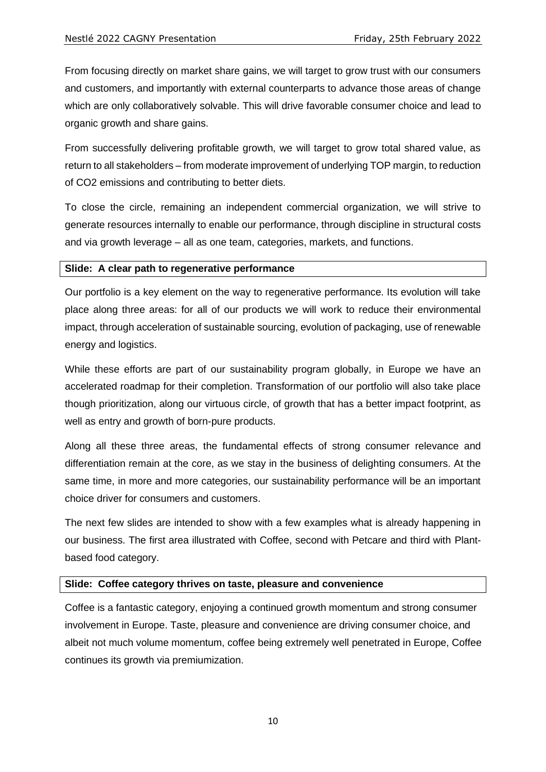From focusing directly on market share gains, we will target to grow trust with our consumers and customers, and importantly with external counterparts to advance those areas of change which are only collaboratively solvable. This will drive favorable consumer choice and lead to organic growth and share gains.

From successfully delivering profitable growth, we will target to grow total shared value, as return to all stakeholders – from moderate improvement of underlying TOP margin, to reduction of CO2 emissions and contributing to better diets.

To close the circle, remaining an independent commercial organization, we will strive to generate resources internally to enable our performance, through discipline in structural costs and via growth leverage – all as one team, categories, markets, and functions.

**Slide: A clear path to regenerative performance**

Our portfolio is a key element on the way to regenerative performance. Its evolution will take place along three areas: for all of our products we will work to reduce their environmental impact, through acceleration of sustainable sourcing, evolution of packaging, use of renewable energy and logistics.

While these efforts are part of our sustainability program globally, in Europe we have an accelerated roadmap for their completion. Transformation of our portfolio will also take place though prioritization, along our virtuous circle, of growth that has a better impact footprint, as well as entry and growth of born-pure products.

Along all these three areas, the fundamental effects of strong consumer relevance and differentiation remain at the core, as we stay in the business of delighting consumers. At the same time, in more and more categories, our sustainability performance will be an important choice driver for consumers and customers.

The next few slides are intended to show with a few examples what is already happening in our business. The first area illustrated with Coffee, second with Petcare and third with Plant-based food category.

**Slide: Coffee category thrives on taste, pleasure and convenience**

Coffee is a fantastic category, enjoying a continued growth momentum and strong consumer involvement in Europe. Taste, pleasure and convenience are driving consumer choice, and albeit not much volume momentum, coffee being extremely well penetrated in Europe, Coffee continues its growth via premiumization.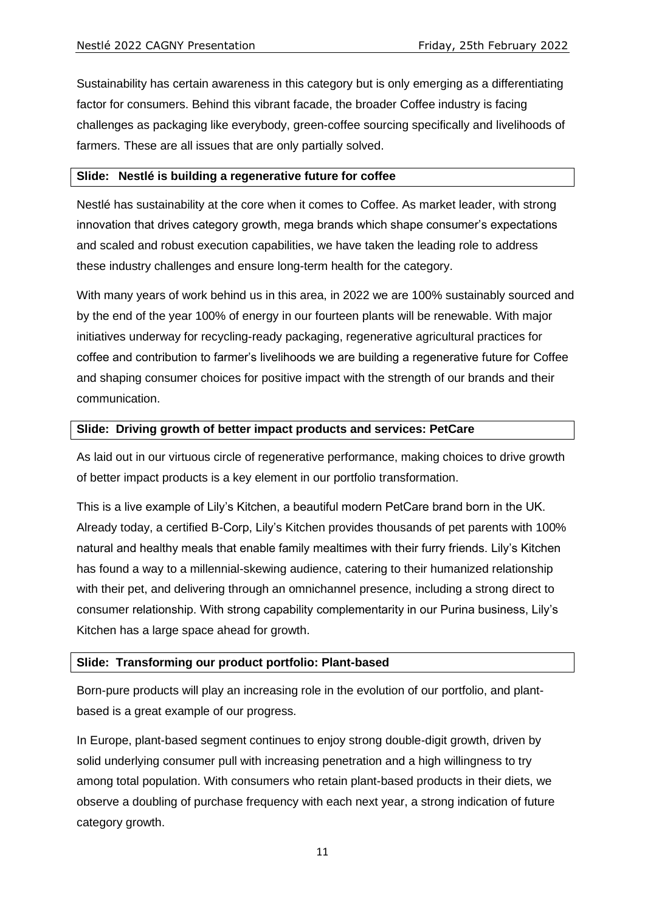Sustainability has certain awareness in this category but is only emerging as a differentiating factor for consumers. Behind this vibrant facade, the broader Coffee industry is facing challenges as packaging like everybody, green-coffee sourcing specifically and livelihoods of farmers. These are all issues that are only partially solved.

**Slide: Nestlé is building a regenerative future for coffee**

Nestlé has sustainability at the core when it comes to Coffee. As market leader, with strong innovation that drives category growth, mega brands which shape consumer's expectations and scaled and robust execution capabilities, we have taken the leading role to address these industry challenges and ensure long-term health for the category.

With many years of work behind us in this area, in 2022 we are 100% sustainably sourced and by the end of the year 100% of energy in our fourteen plants will be renewable. With major initiatives underway for recycling-ready packaging, regenerative agricultural practices for coffee and contribution to farmer's livelihoods we are building a regenerative future for Coffee and shaping consumer choices for positive impact with the strength of our brands and their communication.

**Slide: Driving growth of better impact products and services: PetCare**

As laid out in our virtuous circle of regenerative performance, making choices to drive growth of better impact products is a key element in our portfolio transformation.

This is a live example of Lily's Kitchen, a beautiful modern PetCare brand born in the UK. Already today, a certified B-Corp, Lily's Kitchen provides thousands of pet parents with 100% natural and healthy meals that enable family mealtimes with their furry friends. Lily's Kitchen has found a way to a millennial-skewing audience, catering to their humanized relationship with their pet, and delivering through an omnichannel presence, including a strong direct to consumer relationship. With strong capability complementarity in our Purina business, Lily's Kitchen has a large space ahead for growth.

**Slide: Transforming our product portfolio: Plant-based**

Born-pure products will play an increasing role in the evolution of our portfolio, and plant-based is a great example of our progress.

In Europe, plant-based segment continues to enjoy strong double-digit growth, driven by solid underlying consumer pull with increasing penetration and a high willingness to try among total population. With consumers who retain plant-based products in their diets, we observe a doubling of purchase frequency with each next year, a strong indication of future category growth.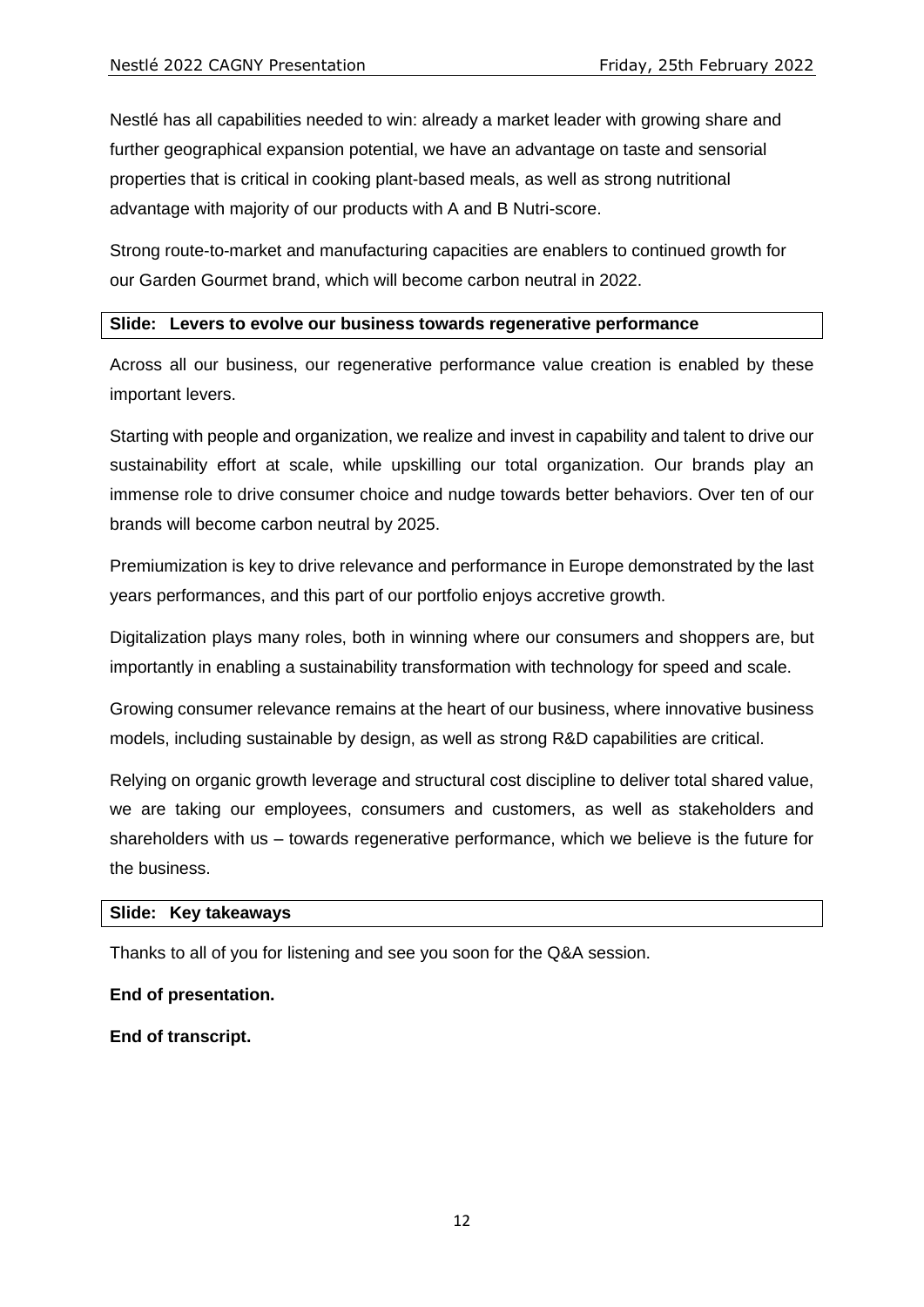Nestlé has all capabilities needed to win: already a market leader with growing share and further geographical expansion potential, we have an advantage on taste and sensorial properties that is critical in cooking plant-based meals, as well as strong nutritional advantage with majority of our products with A and B Nutri-score.

Strong route-to-market and manufacturing capacities are enablers to continued growth for our Garden Gourmet brand, which will become carbon neutral in 2022.

**Slide: Levers to evolve our business towards regenerative performance**

Across all our business, our regenerative performance value creation is enabled by these important levers.

Starting with people and organization, we realize and invest in capability and talent to drive our sustainability effort at scale, while upskilling our total organization. Our brands play an immense role to drive consumer choice and nudge towards better behaviors. Over ten of our brands will become carbon neutral by 2025.

Premiumization is key to drive relevance and performance in Europe demonstrated by the last years performances, and this part of our portfolio enjoys accretive growth.

Digitalization plays many roles, both in winning where our consumers and shoppers are, but importantly in enabling a sustainability transformation with technology for speed and scale.

Growing consumer relevance remains at the heart of our business, where innovative business models, including sustainable by design, as well as strong R&D capabilities are critical.

Relying on organic growth leverage and structural cost discipline to deliver total shared value, we are taking our employees, consumers and customers, as well as stakeholders and shareholders with us – towards regenerative performance, which we believe is the future for the business.

**Slide: Key takeaways**

Thanks to all of you for listening and see you soon for the Q&A session.

**End of presentation.**

**End of transcript.**